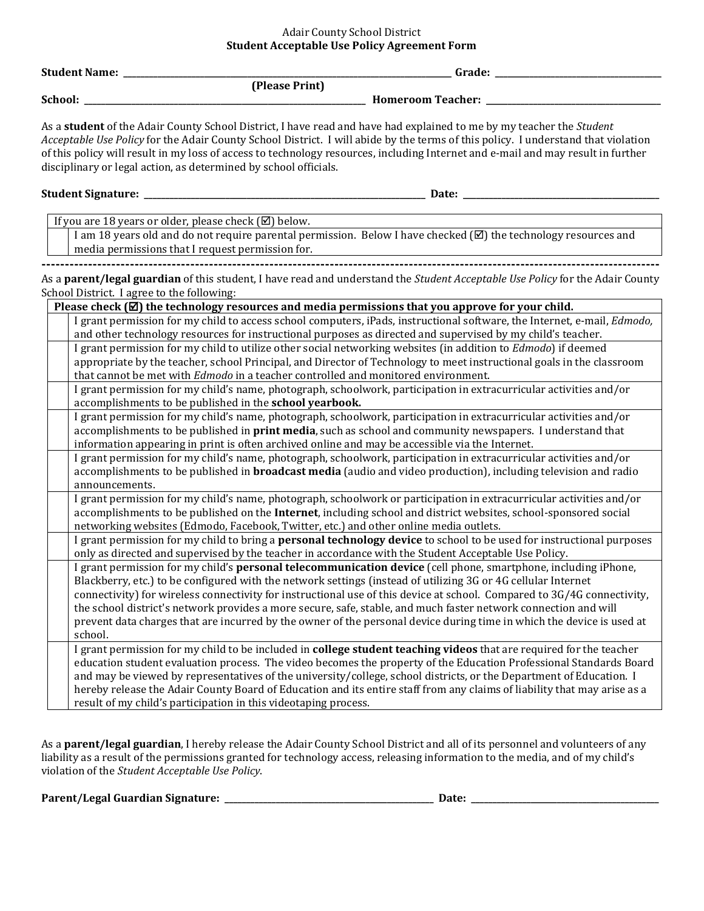Adair County School District

**Student Acceptable Use Policy Agreement Form**

**Student Name:** ________________________________________ **Grade:** ____________________

**(Please Print)**

**School:** ____________________________________ **Homeroom Teacher:** ____________________

As a **student** of the Adair County School District, I have read and have had explained to me by my teacher the *Student Acceptable Use Policy* for the Adair County School District. I will abide by the terms of this policy. I understand that violation of this policy will result in my loss of access to technology resources, including Internet and e-mail and may result in further disciplinary or legal action, as determined by school officials.

**Student Signature:** ____________________________________ **Date:** ____________________

| If you are 18 years or older, please check (☑) below. | |
|---|---|
| | I am 18 years old and do not require parental permission. Below I have checked (☑) the technology resources and media permissions that I request permission for. |

---

As a **parent/legal guardian** of this student, I have read and understand the *Student Acceptable Use Policy* for the Adair County School District. I agree to the following:

| **Please check (☑) the technology resources and media permissions that you approve for your child.** | |
|---|---|
| | I grant permission for my child to access school computers, iPads, instructional software, the Internet, e-mail, *Edmodo,* and other technology resources for instructional purposes as directed and supervised by my child's teacher. |
| | I grant permission for my child to utilize other social networking websites (in addition to *Edmodo*) if deemed appropriate by the teacher, school Principal, and Director of Technology to meet instructional goals in the classroom that cannot be met with *Edmodo* in a teacher controlled and monitored environment. |
| | I grant permission for my child's name, photograph, schoolwork, participation in extracurricular activities and/or accomplishments to be published in the **school yearbook.** |
| | I grant permission for my child's name, photograph, schoolwork, participation in extracurricular activities and/or accomplishments to be published in **print media**, such as school and community newspapers. I understand that information appearing in print is often archived online and may be accessible via the Internet. |
| | I grant permission for my child's name, photograph, schoolwork, participation in extracurricular activities and/or accomplishments to be published in **broadcast media** (audio and video production), including television and radio announcements. |
| | I grant permission for my child's name, photograph, schoolwork or participation in extracurricular activities and/or accomplishments to be published on the **Internet**, including school and district websites, school-sponsored social networking websites (Edmodo, Facebook, Twitter, etc.) and other online media outlets. |
| | I grant permission for my child to bring a **personal technology device** to school to be used for instructional purposes only as directed and supervised by the teacher in accordance with the Student Acceptable Use Policy. |
| | I grant permission for my child's **personal telecommunication device** (cell phone, smartphone, including iPhone, Blackberry, etc.) to be configured with the network settings (instead of utilizing 3G or 4G cellular Internet connectivity) for wireless connectivity for instructional use of this device at school. Compared to 3G/4G connectivity, the school district's network provides a more secure, safe, stable, and much faster network connection and will prevent data charges that are incurred by the owner of the personal device during time in which the device is used at school. |
| | I grant permission for my child to be included in **college student teaching videos** that are required for the teacher education student evaluation process. The video becomes the property of the Education Professional Standards Board and may be viewed by representatives of the university/college, school districts, or the Department of Education. I hereby release the Adair County Board of Education and its entire staff from any claims of liability that may arise as a result of my child's participation in this videotaping process. |

As a **parent/legal guardian**, I hereby release the Adair County School District and all of its personnel and volunteers of any liability as a result of the permissions granted for technology access, releasing information to the media, and of my child's violation of the *Student Acceptable Use Policy*.

**Parent/Legal Guardian Signature:** ____________________________ **Date:** ____________________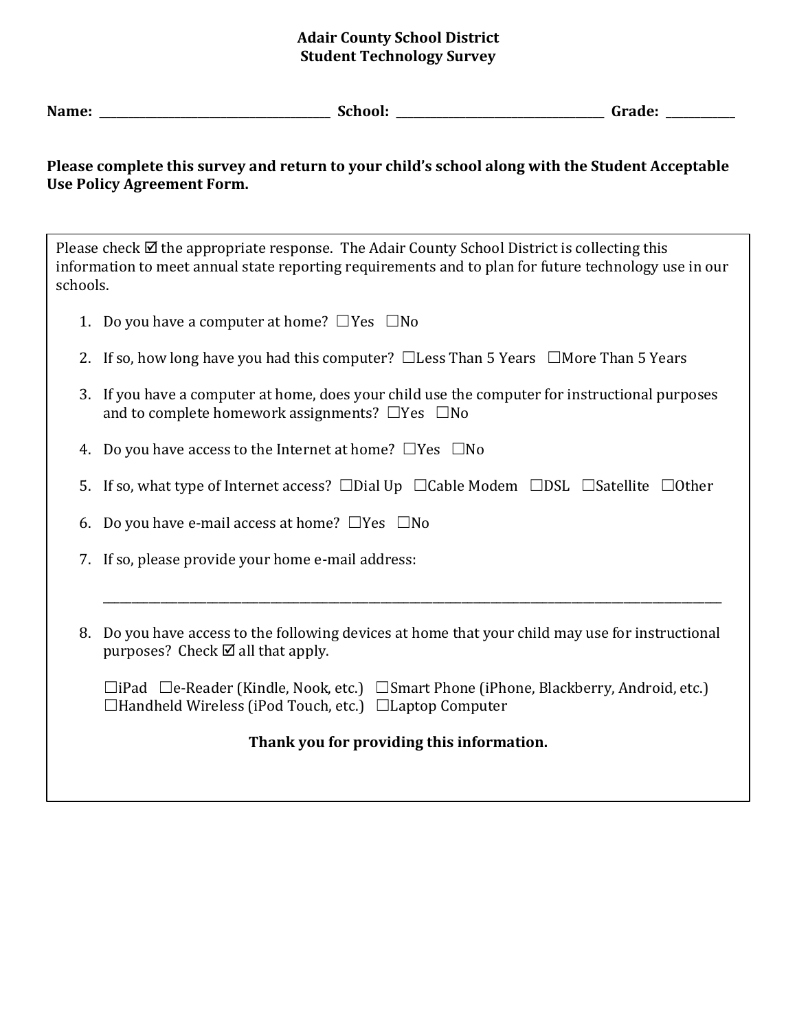**Adair County School District**
**Student Technology Survey**

**Name: \_\_\_\_\_\_\_\_\_\_\_\_\_\_\_\_\_\_\_\_\_\_\_\_\_\_\_\_\_\_\_\_\_\_\_\_\_\_ School: \_\_\_\_\_\_\_\_\_\_\_\_\_\_\_\_\_\_\_\_\_\_\_\_\_\_\_\_\_\_\_\_\_\_\_\_ Grade: \_\_\_\_\_\_\_\_\_\_\_\_**

**Please complete this survey and return to your child's school along with the Student Acceptable Use Policy Agreement Form.**

Please check ☑ the appropriate response. The Adair County School District is collecting this information to meet annual state reporting requirements and to plan for future technology use in our schools.

1. Do you have a computer at home? ☐Yes ☐No
2. If so, how long have you had this computer? ☐Less Than 5 Years ☐More Than 5 Years
3. If you have a computer at home, does your child use the computer for instructional purposes and to complete homework assignments? ☐Yes ☐No
4. Do you have access to the Internet at home? ☐Yes ☐No
5. If so, what type of Internet access? ☐Dial Up ☐Cable Modem ☐DSL ☐Satellite ☐Other
6. Do you have e-mail access at home? ☐Yes ☐No
7. If so, please provide your home e-mail address:

   \_\_\_\_\_\_\_\_\_\_\_\_\_\_\_\_\_\_\_\_\_\_\_\_\_\_\_\_\_\_\_\_\_\_\_\_\_\_\_\_\_\_\_\_\_\_\_\_\_\_\_\_\_\_\_\_\_\_\_\_\_\_\_\_\_\_\_\_\_\_\_\_\_\_\_\_\_\_\_\_\_\_\_\_\_\_\_\_

8. Do you have access to the following devices at home that your child may use for instructional purposes? Check ☑ all that apply.

   ☐iPad ☐e-Reader (Kindle, Nook, etc.) ☐Smart Phone (iPhone, Blackberry, Android, etc.)
   ☐Handheld Wireless (iPod Touch, etc.) ☐Laptop Computer

**Thank you for providing this information.**